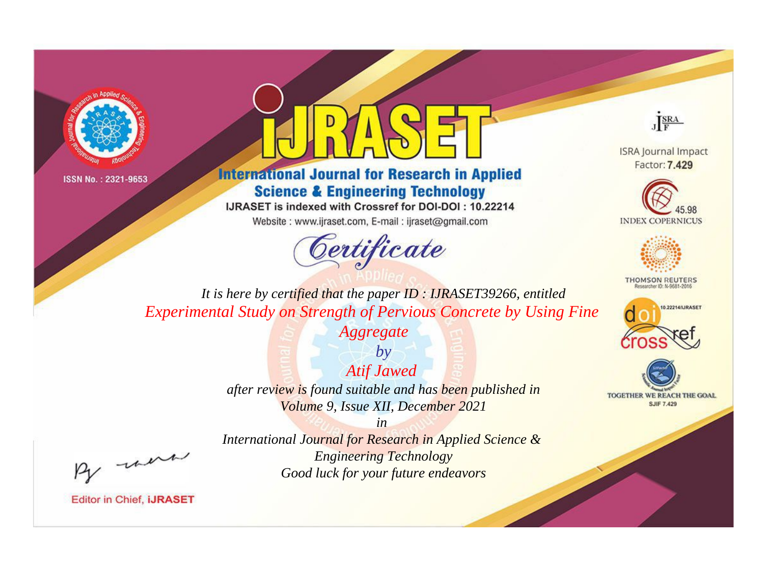ISSN No. : 2321-9653

# IJRASET

## International Journal for Research in Applied Science & Engineering Technology

IJRASET is indexed with Crossref for DOI-DOI : 10.22214

Website : www.ijraset.com, E-mail : ijraset@gmail.com

ISRA Journal Impact Factor: **7.429**

45.98 INDEX COPERNICUS

THOMSON REUTERS Researcher ID: N-9681-2016

10.22214/IJRASET

TOGETHER WE REACH THE GOAL SJIF 7.429

*Certificate*

*It is here by certified that the paper ID : IJRASET39266, entitled*

*Experimental Study on Strength of Pervious Concrete by Using Fine Aggregate*

*by*

*Atif Jawed*

*after review is found suitable and has been published in*

*Volume 9, Issue XII, December 2021*

*in*

*International Journal for Research in Applied Science & Engineering Technology*

*Good luck for your future endeavors*

Editor in Chief, **iJRASET**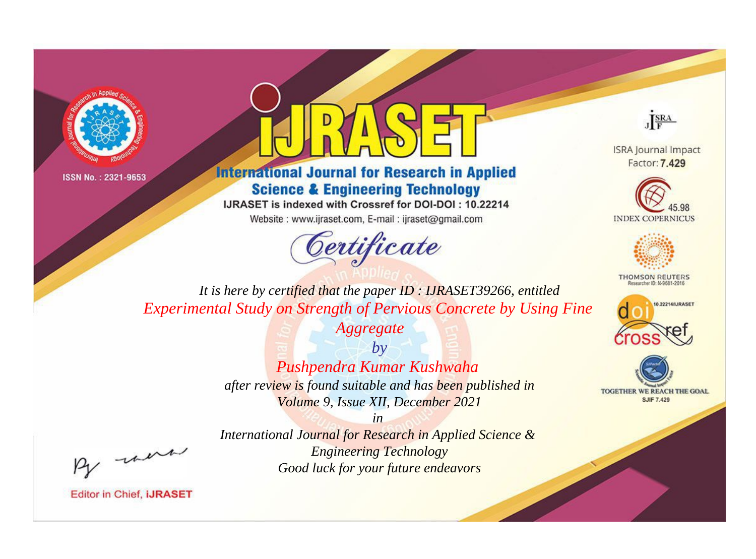ISSN No. : 2321-9653

# IJRASET

## International Journal for Research in Applied Science & Engineering Technology

IJRASET is indexed with Crossref for DOI-DOI : 10.22214

Website : www.ijraset.com, E-mail : ijraset@gmail.com

*Certificate*

*It is here by certified that the paper ID : IJRASET39266, entitled*

*Experimental Study on Strength of Pervious Concrete by Using Fine Aggregate*

*by*

*Pushpendra Kumar Kushwaha*

*after review is found suitable and has been published in*

*Volume 9, Issue XII, December 2021*

*in*

*International Journal for Research in Applied Science & Engineering Technology*

*Good luck for your future endeavors*

ISRA Journal Impact Factor: **7.429**

45.98 INDEX COPERNICUS

THOMSON REUTERS Researcher ID: N-9681-2016

10.22214/IJRASET

TOGETHER WE REACH THE GOAL SJIF 7.429

Editor in Chief, **iJRASET**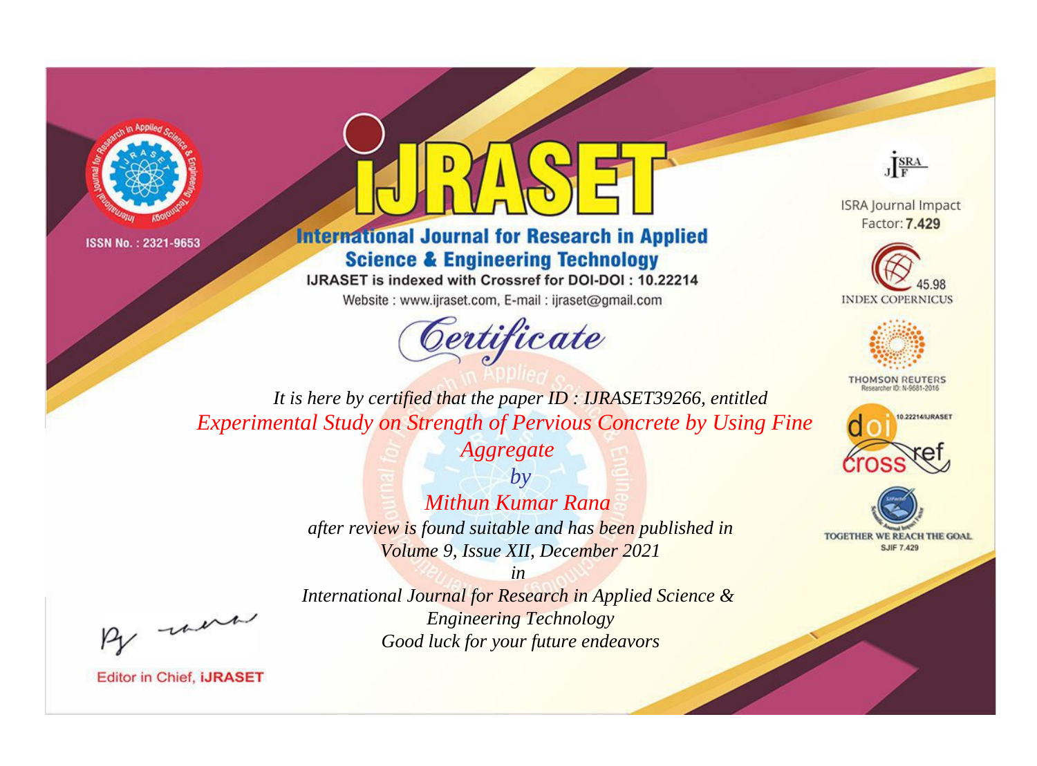ISSN No. : 2321-9653

# iJRASET

## International Journal for Research in Applied Science & Engineering Technology

IJRASET is indexed with Crossref for DOI-DOI : 10.22214

Website : www.ijraset.com, E-mail : ijraset@gmail.com

ISRA Journal Impact Factor: **7.429**

45.98 INDEX COPERNICUS

THOMSON REUTERS Researcher ID: N-9681-2016

10.22214/IJRASET

TOGETHER WE REACH THE GOAL SJIF 7.429

# *Certificate*

*It is here by certified that the paper ID : IJRASET39266, entitled*

*Experimental Study on Strength of Pervious Concrete by Using Fine Aggregate*

*by*

*Mithun Kumar Rana*

*after review is found suitable and has been published in*

*Volume 9, Issue XII, December 2021*

*in*

*International Journal for Research in Applied Science & Engineering Technology*

*Good luck for your future endeavors*

Editor in Chief, **iJRASET**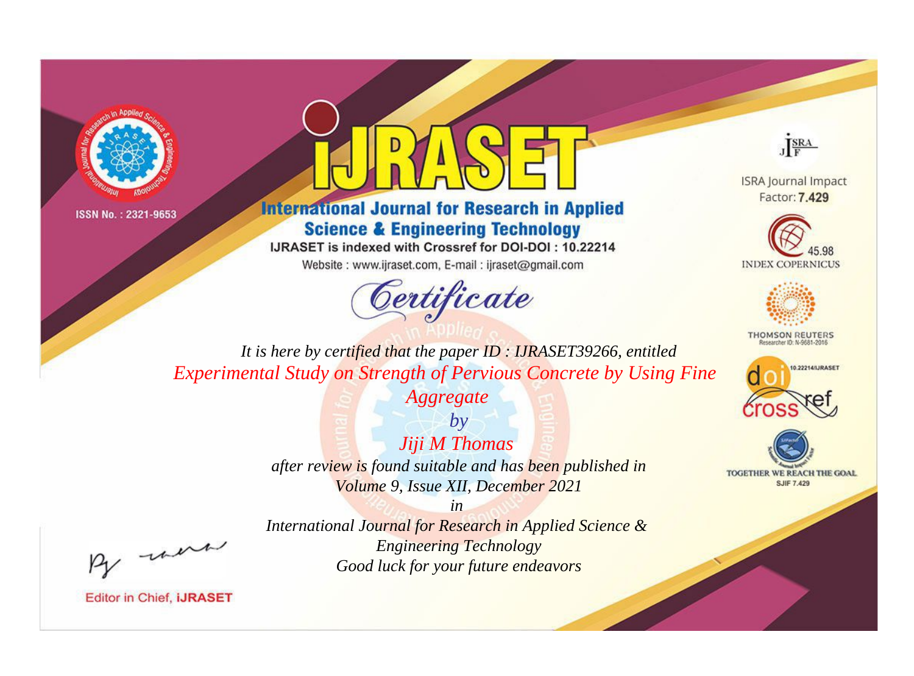ISSN No. : 2321-9653

# IJRASET

## International Journal for Research in Applied Science & Engineering Technology

IJRASET is indexed with Crossref for DOI-DOI : 10.22214

Website : www.ijraset.com, E-mail : ijraset@gmail.com

*Certificate*

*It is here by certified that the paper ID : IJRASET39266, entitled*

*Experimental Study on Strength of Pervious Concrete by Using Fine Aggregate*

*by*

*Jiji M Thomas*

*after review is found suitable and has been published in*

*Volume 9, Issue XII, December 2021*

*in*

*International Journal for Research in Applied Science & Engineering Technology*

*Good luck for your future endeavors*

ISRA Journal Impact Factor: **7.429**

45.98 INDEX COPERNICUS

THOMSON REUTERS Researcher ID: N-9681-2016

10.22214/IJRASET

TOGETHER WE REACH THE GOAL SJIF 7.429

Editor in Chief, **IJRASET**